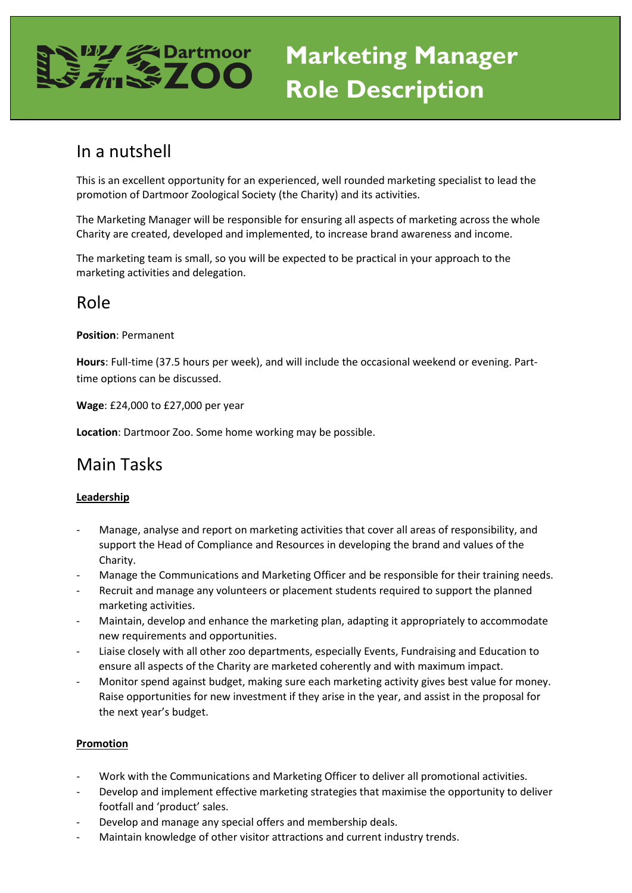# Dartmoor Zoo

# Marketing Manager Role Description

## In a nutshell

This is an excellent opportunity for an experienced, well rounded marketing specialist to lead the promotion of Dartmoor Zoological Society (the Charity) and its activities.

The Marketing Manager will be responsible for ensuring all aspects of marketing across the whole Charity are created, developed and implemented, to increase brand awareness and income.

The marketing team is small, so you will be expected to be practical in your approach to the marketing activities and delegation.

## Role

**Position**: Permanent

**Hours**: Full-time (37.5 hours per week), and will include the occasional weekend or evening. Part-time options can be discussed.

**Wage**: £24,000 to £27,000 per year

**Location**: Dartmoor Zoo. Some home working may be possible.

## Main Tasks

**Leadership**

- Manage, analyse and report on marketing activities that cover all areas of responsibility, and support the Head of Compliance and Resources in developing the brand and values of the Charity.
- Manage the Communications and Marketing Officer and be responsible for their training needs.
- Recruit and manage any volunteers or placement students required to support the planned marketing activities.
- Maintain, develop and enhance the marketing plan, adapting it appropriately to accommodate new requirements and opportunities.
- Liaise closely with all other zoo departments, especially Events, Fundraising and Education to ensure all aspects of the Charity are marketed coherently and with maximum impact.
- Monitor spend against budget, making sure each marketing activity gives best value for money. Raise opportunities for new investment if they arise in the year, and assist in the proposal for the next year's budget.

**Promotion**

- Work with the Communications and Marketing Officer to deliver all promotional activities.
- Develop and implement effective marketing strategies that maximise the opportunity to deliver footfall and 'product' sales.
- Develop and manage any special offers and membership deals.
- Maintain knowledge of other visitor attractions and current industry trends.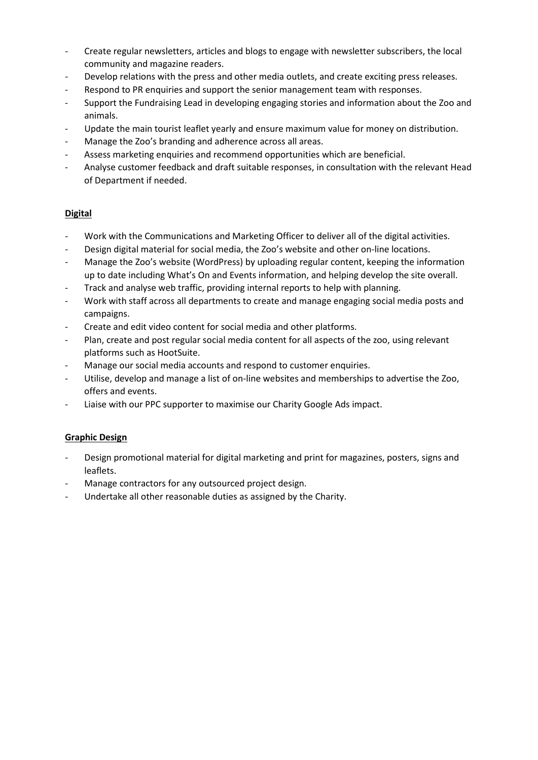- Create regular newsletters, articles and blogs to engage with newsletter subscribers, the local community and magazine readers.
- Develop relations with the press and other media outlets, and create exciting press releases.
- Respond to PR enquiries and support the senior management team with responses.
- Support the Fundraising Lead in developing engaging stories and information about the Zoo and animals.
- Update the main tourist leaflet yearly and ensure maximum value for money on distribution.
- Manage the Zoo's branding and adherence across all areas.
- Assess marketing enquiries and recommend opportunities which are beneficial.
- Analyse customer feedback and draft suitable responses, in consultation with the relevant Head of Department if needed.

**Digital**

- Work with the Communications and Marketing Officer to deliver all of the digital activities.
- Design digital material for social media, the Zoo's website and other on-line locations.
- Manage the Zoo's website (WordPress) by uploading regular content, keeping the information up to date including What's On and Events information, and helping develop the site overall.
- Track and analyse web traffic, providing internal reports to help with planning.
- Work with staff across all departments to create and manage engaging social media posts and campaigns.
- Create and edit video content for social media and other platforms.
- Plan, create and post regular social media content for all aspects of the zoo, using relevant platforms such as HootSuite.
- Manage our social media accounts and respond to customer enquiries.
- Utilise, develop and manage a list of on-line websites and memberships to advertise the Zoo, offers and events.
- Liaise with our PPC supporter to maximise our Charity Google Ads impact.

**Graphic Design**

- Design promotional material for digital marketing and print for magazines, posters, signs and leaflets.
- Manage contractors for any outsourced project design.
- Undertake all other reasonable duties as assigned by the Charity.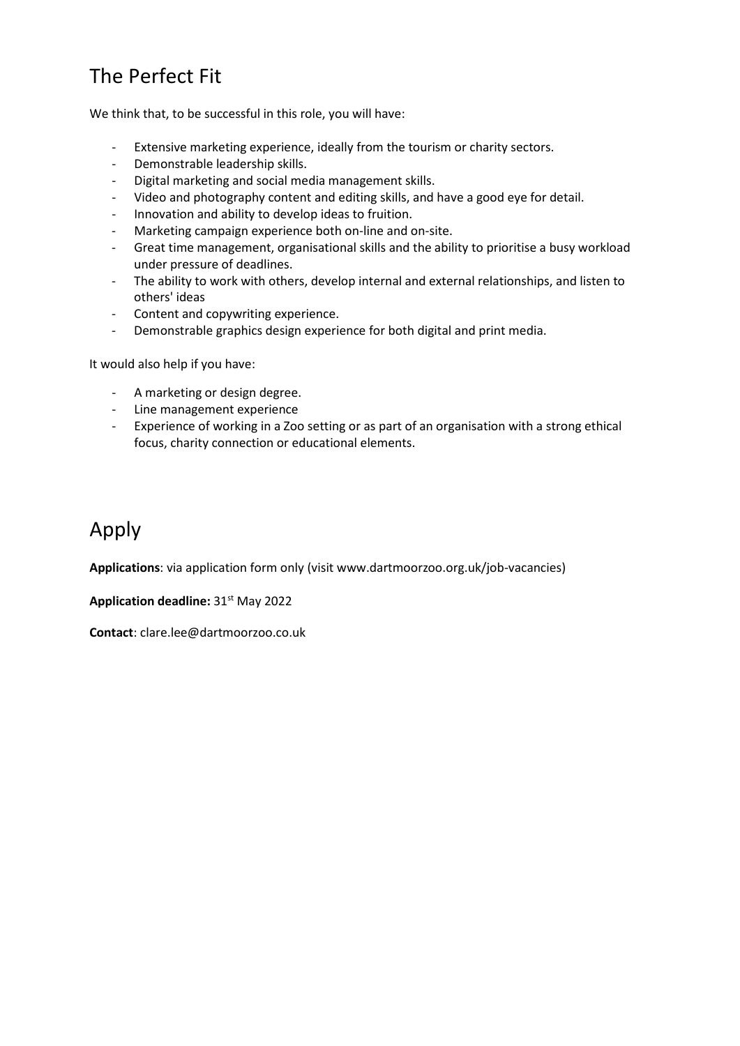## The Perfect Fit

We think that, to be successful in this role, you will have:

- Extensive marketing experience, ideally from the tourism or charity sectors.
- Demonstrable leadership skills.
- Digital marketing and social media management skills.
- Video and photography content and editing skills, and have a good eye for detail.
- Innovation and ability to develop ideas to fruition.
- Marketing campaign experience both on-line and on-site.
- Great time management, organisational skills and the ability to prioritise a busy workload under pressure of deadlines.
- The ability to work with others, develop internal and external relationships, and listen to others' ideas
- Content and copywriting experience.
- Demonstrable graphics design experience for both digital and print media.

It would also help if you have:

- A marketing or design degree.
- Line management experience
- Experience of working in a Zoo setting or as part of an organisation with a strong ethical focus, charity connection or educational elements.

## Apply

**Applications**: via application form only (visit www.dartmoorzoo.org.uk/job-vacancies)

**Application deadline:** 31st May 2022

**Contact**: clare.lee@dartmoorzoo.co.uk